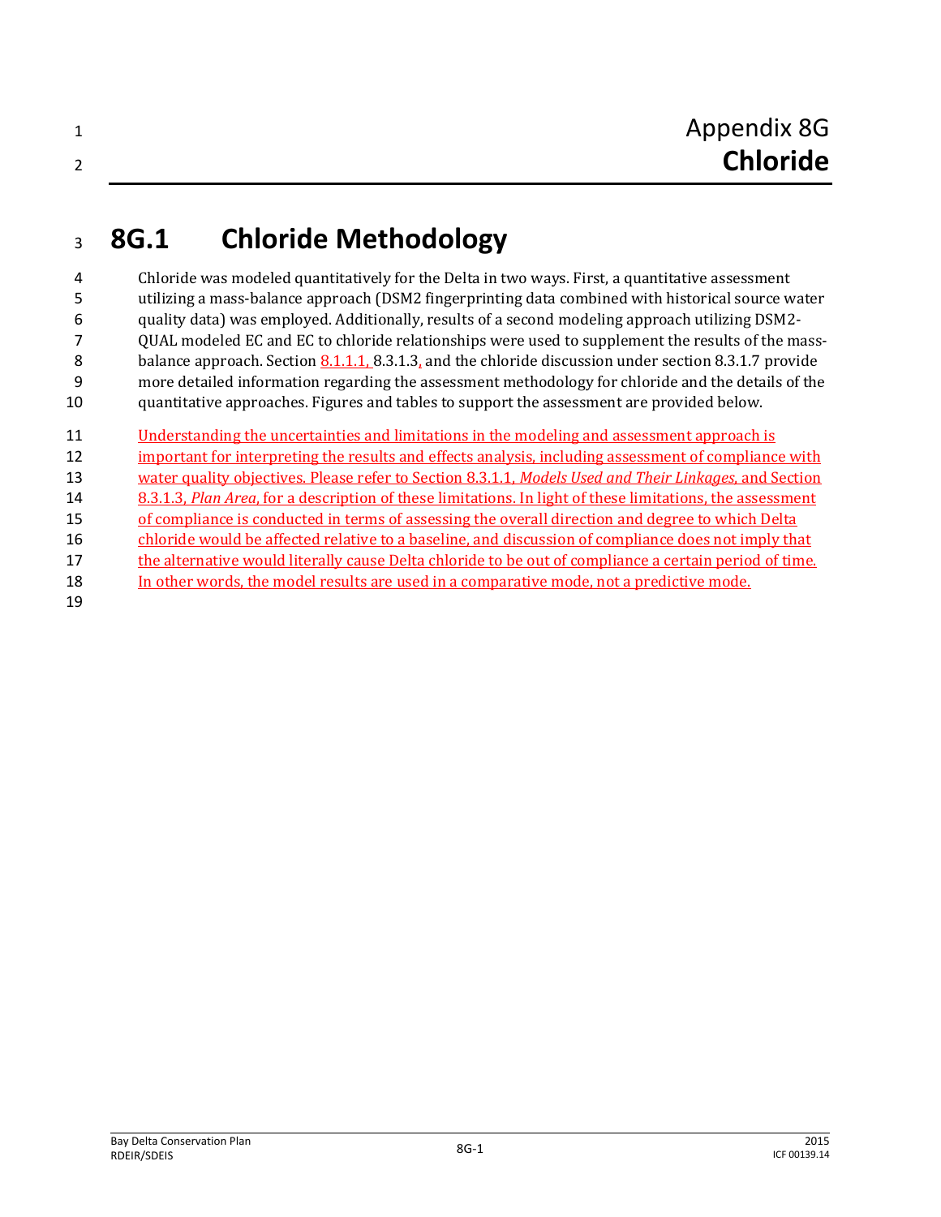# Appendix 8G
# **Chloride**

## 8G.1 Chloride Methodology

Chloride was modeled quantitatively for the Delta in two ways. First, a quantitative assessment utilizing a mass-balance approach (DSM2 fingerprinting data combined with historical source water quality data) was employed. Additionally, results of a second modeling approach utilizing DSM2-QUAL modeled EC and EC to chloride relationships were used to supplement the results of the mass-balance approach. Section 8.1.1.1, 8.3.1.3, and the chloride discussion under section 8.3.1.7 provide more detailed information regarding the assessment methodology for chloride and the details of the quantitative approaches. Figures and tables to support the assessment are provided below.

Understanding the uncertainties and limitations in the modeling and assessment approach is important for interpreting the results and effects analysis, including assessment of compliance with water quality objectives. Please refer to Section 8.3.1.1, *Models Used and Their Linkages*, and Section 8.3.1.3, *Plan Area*, for a description of these limitations. In light of these limitations, the assessment of compliance is conducted in terms of assessing the overall direction and degree to which Delta chloride would be affected relative to a baseline, and discussion of compliance does not imply that the alternative would literally cause Delta chloride to be out of compliance a certain period of time. In other words, the model results are used in a comparative mode, not a predictive mode.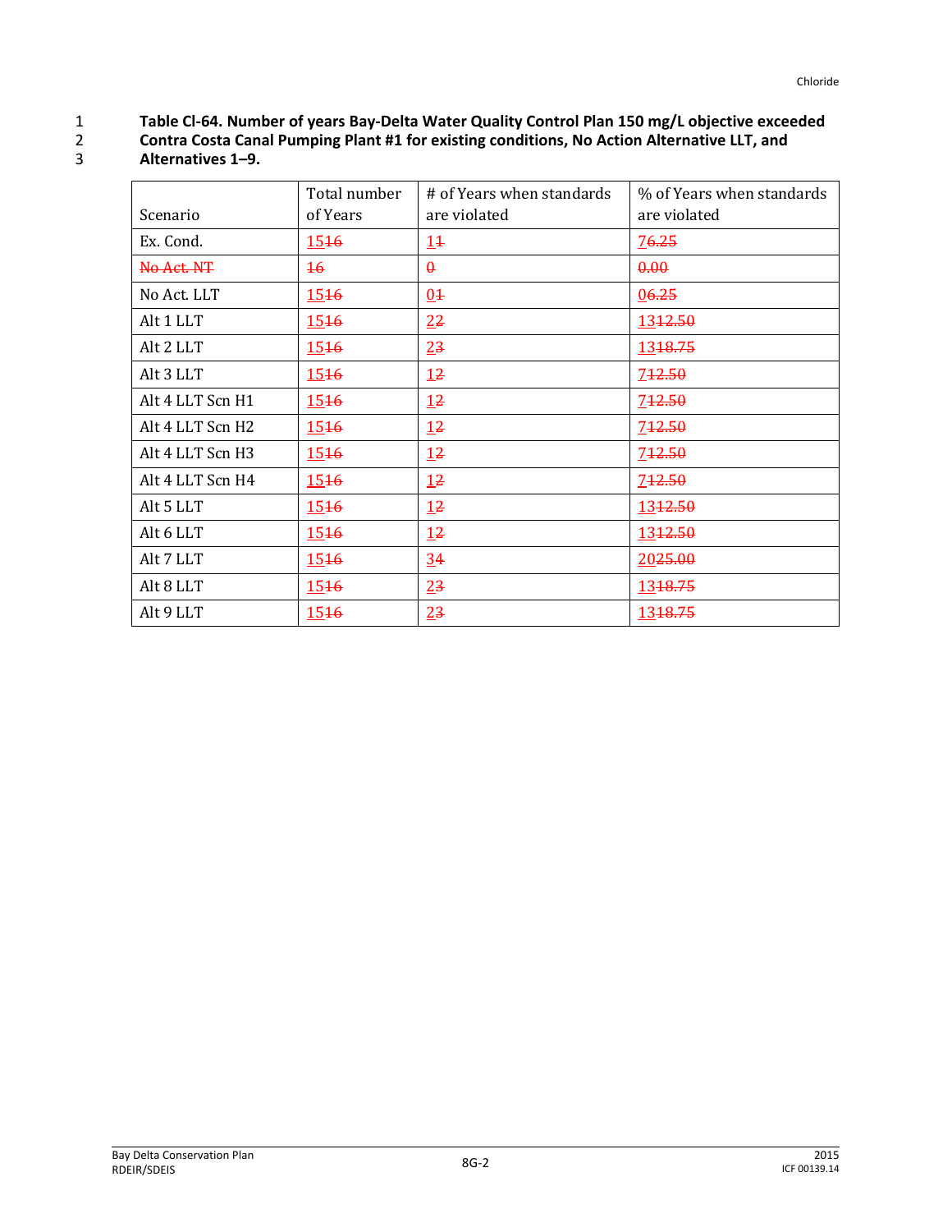**Table Cl-64. Number of years Bay-Delta Water Quality Control Plan 150 mg/L objective exceeded Contra Costa Canal Pumping Plant #1 for existing conditions, No Action Alternative LLT, and Alternatives 1–9.**

| Scenario | Total number of Years | # of Years when standards are violated | % of Years when standards are violated |
|---|---|---|---|
| Ex. Cond. | 1516 | 11 | 76.25 |
| No Act. NT | 16 | 0 | 0.00 |
| No Act. LLT | 1516 | 01 | 06.25 |
| Alt 1 LLT | 1516 | 22 | 1312.50 |
| Alt 2 LLT | 1516 | 23 | 1318.75 |
| Alt 3 LLT | 1516 | 12 | 712.50 |
| Alt 4 LLT Scn H1 | 1516 | 12 | 712.50 |
| Alt 4 LLT Scn H2 | 1516 | 12 | 712.50 |
| Alt 4 LLT Scn H3 | 1516 | 12 | 712.50 |
| Alt 4 LLT Scn H4 | 1516 | 12 | 712.50 |
| Alt 5 LLT | 1516 | 12 | 1312.50 |
| Alt 6 LLT | 1516 | 12 | 1312.50 |
| Alt 7 LLT | 1516 | 34 | 2025.00 |
| Alt 8 LLT | 1516 | 23 | 1318.75 |
| Alt 9 LLT | 1516 | 23 | 1318.75 |